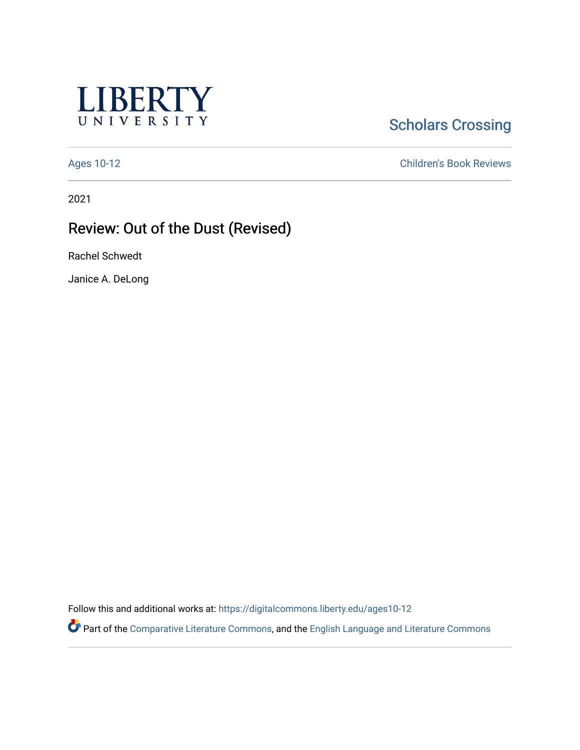LIBERTY UNIVERSITY

Scholars Crossing

Ages 10-12

Children's Book Reviews

2021

# Review: Out of the Dust (Revised)

Rachel Schwedt

Janice A. DeLong

Follow this and additional works at: https://digitalcommons.liberty.edu/ages10-12

Part of the Comparative Literature Commons, and the English Language and Literature Commons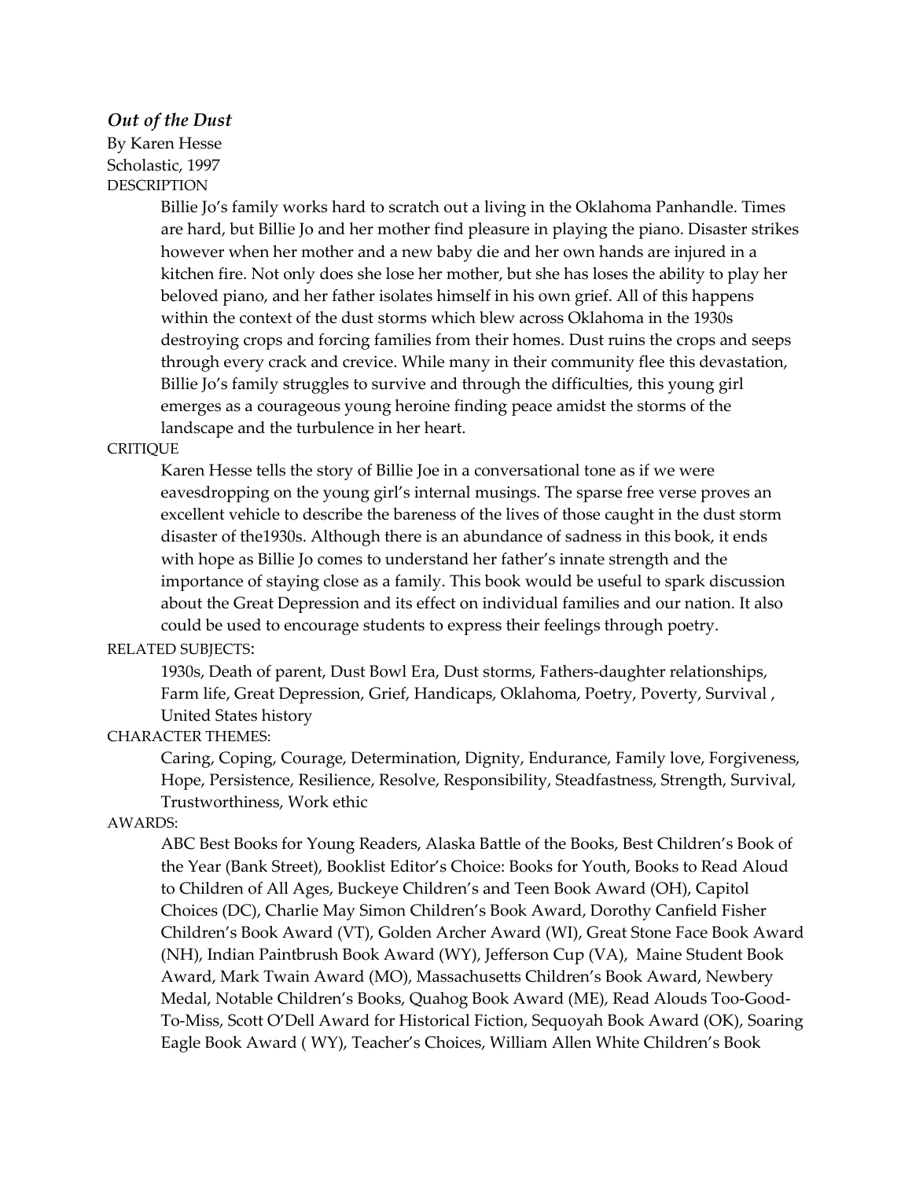***Out of the Dust***

By Karen Hesse

Scholastic, 1997

DESCRIPTION

Billie Jo's family works hard to scratch out a living in the Oklahoma Panhandle. Times are hard, but Billie Jo and her mother find pleasure in playing the piano. Disaster strikes however when her mother and a new baby die and her own hands are injured in a kitchen fire. Not only does she lose her mother, but she has loses the ability to play her beloved piano, and her father isolates himself in his own grief. All of this happens within the context of the dust storms which blew across Oklahoma in the 1930s destroying crops and forcing families from their homes. Dust ruins the crops and seeps through every crack and crevice. While many in their community flee this devastation, Billie Jo's family struggles to survive and through the difficulties, this young girl emerges as a courageous young heroine finding peace amidst the storms of the landscape and the turbulence in her heart.

CRITIQUE

Karen Hesse tells the story of Billie Joe in a conversational tone as if we were eavesdropping on the young girl's internal musings. The sparse free verse proves an excellent vehicle to describe the bareness of the lives of those caught in the dust storm disaster of the1930s. Although there is an abundance of sadness in this book, it ends with hope as Billie Jo comes to understand her father's innate strength and the importance of staying close as a family. This book would be useful to spark discussion about the Great Depression and its effect on individual families and our nation. It also could be used to encourage students to express their feelings through poetry.

RELATED SUBJECTS:

1930s, Death of parent, Dust Bowl Era, Dust storms, Fathers-daughter relationships, Farm life, Great Depression, Grief, Handicaps, Oklahoma, Poetry, Poverty, Survival , United States history

CHARACTER THEMES:

Caring, Coping, Courage, Determination, Dignity, Endurance, Family love, Forgiveness, Hope, Persistence, Resilience, Resolve, Responsibility, Steadfastness, Strength, Survival, Trustworthiness, Work ethic

AWARDS:

ABC Best Books for Young Readers, Alaska Battle of the Books, Best Children's Book of the Year (Bank Street), Booklist Editor's Choice: Books for Youth, Books to Read Aloud to Children of All Ages, Buckeye Children's and Teen Book Award (OH), Capitol Choices (DC), Charlie May Simon Children's Book Award, Dorothy Canfield Fisher Children's Book Award (VT), Golden Archer Award (WI), Great Stone Face Book Award (NH), Indian Paintbrush Book Award (WY), Jefferson Cup (VA), Maine Student Book Award, Mark Twain Award (MO), Massachusetts Children's Book Award, Newbery Medal, Notable Children's Books, Quahog Book Award (ME), Read Alouds Too-Good-To-Miss, Scott O'Dell Award for Historical Fiction, Sequoyah Book Award (OK), Soaring Eagle Book Award ( WY), Teacher's Choices, William Allen White Children's Book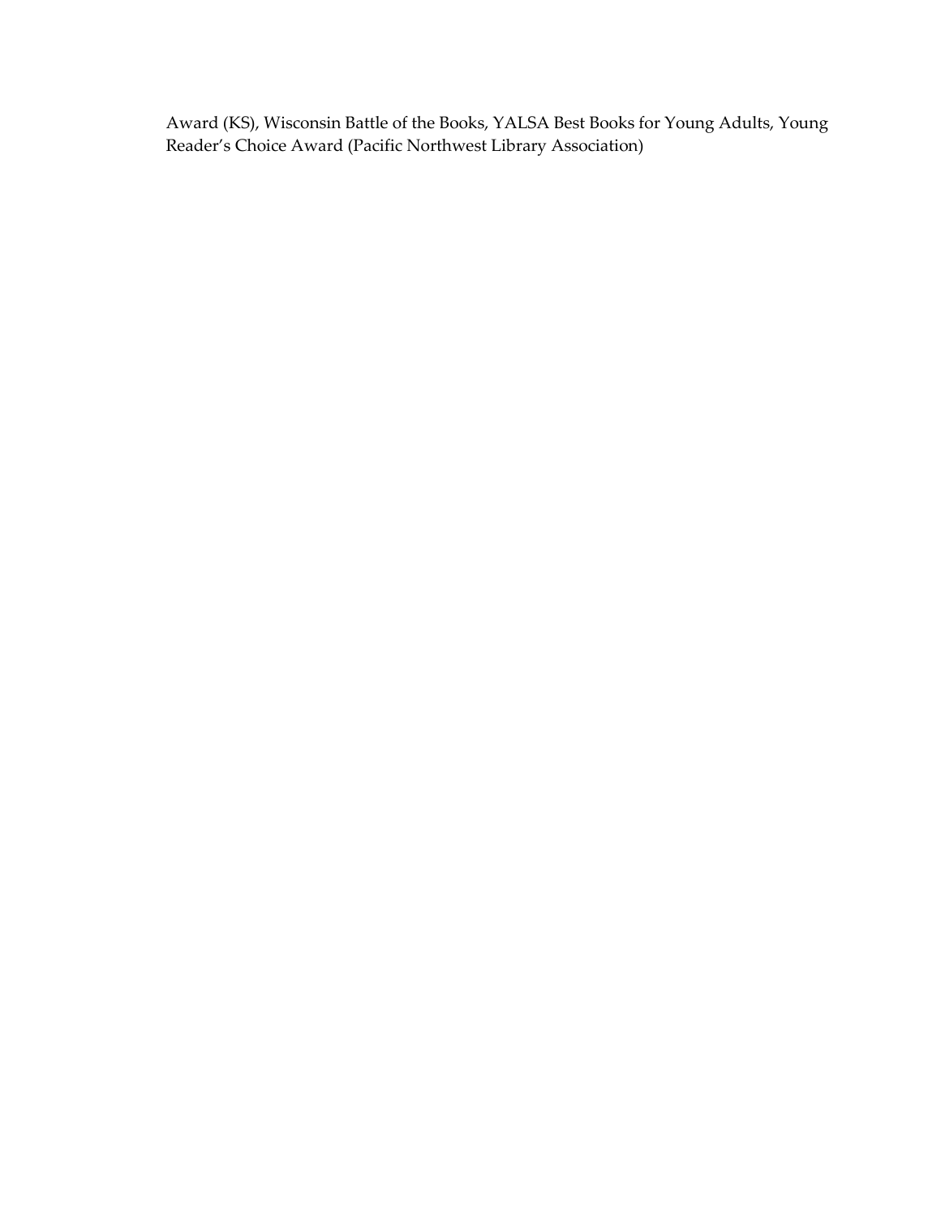Award (KS), Wisconsin Battle of the Books, YALSA Best Books for Young Adults, Young Reader's Choice Award (Pacific Northwest Library Association)